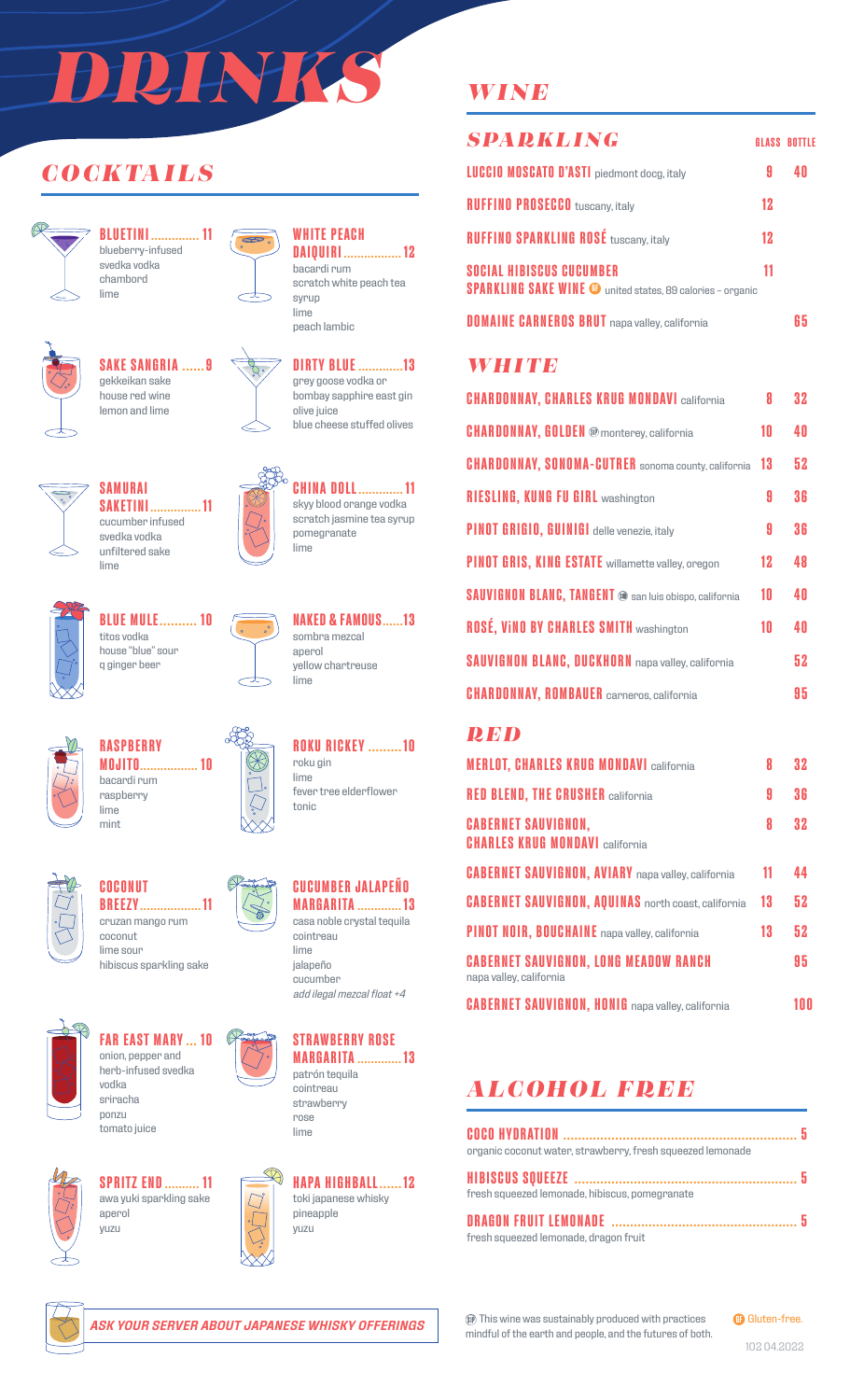# DRINKS

## COCKTAILS

**BLUETINI ............. 11**
blueberry-infused svedka vodka
chambord
lime

**WHITE PEACH DAIQUIRI ................. 12**
bacardi rum
scratch white peach tea syrup
lime
peach lambic

**SAKE SANGRIA ...... 9**
gekkeikan sake
house red wine
lemon and lime

**DIRTY BLUE ............. 13**
grey goose vodka or bombay sapphire east gin
olive juice
blue cheese stuffed olives

**SAMURAI SAKETINI ............... 11**
cucumber infused svedka vodka
unfiltered sake
lime

**CHINA DOLL ............. 11**
skyy blood orange vodka
scratch jasmine tea syrup
pomegranate
lime

**BLUE MULE .......... 10**
titos vodka
house "blue" sour
q ginger beer

**NAKED & FAMOUS ...... 13**
sombra mezcal
aperol
yellow chartreuse
lime

**RASPBERRY MOJITO ................. 10**
bacardi rum
raspberry
lime
mint

**ROKU RICKEY ......... 10**
roku gin
lime
fever tree elderflower tonic

**COCONUT BREEZY .................. 11**
cruzan mango rum
coconut
lime sour
hibiscus sparkling sake

**CUCUMBER JALAPEÑO MARGARITA ............. 13**
casa noble crystal tequila
cointreau
lime
jalapeño
cucumber
*add ilegal mezcal float +4*

**FAR EAST MARY ... 10**
onion, pepper and herb-infused svedka vodka
sriracha
ponzu
tomato juice

**STRAWBERRY ROSE MARGARITA ............. 13**
patrón tequila
cointreau
strawberry
rose
lime

**SPRITZ END .......... 11**
awa yuki sparkling sake
aperol
yuzu

**HAPA HIGHBALL ...... 12**
toki japanese whisky
pineapple
yuzu

***ASK YOUR SERVER ABOUT JAPANESE WHISKY OFFERINGS***

## WINE

### SPARKLING

| | GLASS | BOTTLE |
|---|---|---|
| **LUCCIO MOSCATO D'ASTI** piedmont docg, italy | 9 | 40 |
| **RUFFINO PROSECCO** tuscany, italy | 12 | |
| **RUFFINO SPARKLING ROSÉ** tuscany, italy | 12 | |
| **SOCIAL HIBISCUS CUCUMBER SPARKLING SAKE WINE** (GF) united states, 89 calories – organic | 11 | |
| **DOMAINE CARNEROS BRUT** napa valley, california | | 65 |

### WHITE

| | GLASS | BOTTLE |
|---|---|---|
| **CHARDONNAY, CHARLES KRUG MONDAVI** california | 8 | 32 |
| **CHARDONNAY, GOLDEN** (SP) monterey, california | 10 | 40 |
| **CHARDONNAY, SONOMA-CUTRER** sonoma county, california | 13 | 52 |
| **RIESLING, KUNG FU GIRL** washington | 9 | 36 |
| **PINOT GRIGIO, GUINIGI** delle venezie, italy | 9 | 36 |
| **PINOT GRIS, KING ESTATE** willamette valley, oregon | 12 | 48 |
| **SAUVIGNON BLANC, TANGENT** (SP) san luis obispo, california | 10 | 40 |
| **ROSÉ, ViNO BY CHARLES SMITH** washington | 10 | 40 |
| **SAUVIGNON BLANC, DUCKHORN** napa valley, california | | 52 |
| **CHARDONNAY, ROMBAUER** carneros, california | | 95 |

### RED

| | GLASS | BOTTLE |
|---|---|---|
| **MERLOT, CHARLES KRUG MONDAVI** california | 8 | 32 |
| **RED BLEND, THE CRUSHER** california | 9 | 36 |
| **CABERNET SAUVIGNON, CHARLES KRUG MONDAVI** california | 8 | 32 |
| **CABERNET SAUVIGNON, AVIARY** napa valley, california | 11 | 44 |
| **CABERNET SAUVIGNON, AQUINAS** north coast, california | 13 | 52 |
| **PINOT NOIR, BOUCHAINE** napa valley, california | 13 | 52 |
| **CABERNET SAUVIGNON, LONG MEADOW RANCH** napa valley, california | | 95 |
| **CABERNET SAUVIGNON, HONIG** napa valley, california | | 100 |

## ALCOHOL FREE

**COCO HYDRATION ................................................................ 5**
organic coconut water, strawberry, fresh squeezed lemonade

**HIBISCUS SQUEEZE ............................................................ 5**
fresh squeezed lemonade, hibiscus, pomegranate

**DRAGON FRUIT LEMONADE .................................................. 5**
fresh squeezed lemonade, dragon fruit

(SP) This wine was sustainably produced with practices mindful of the earth and people, and the futures of both.

(GF) Gluten-free.

102 04.2022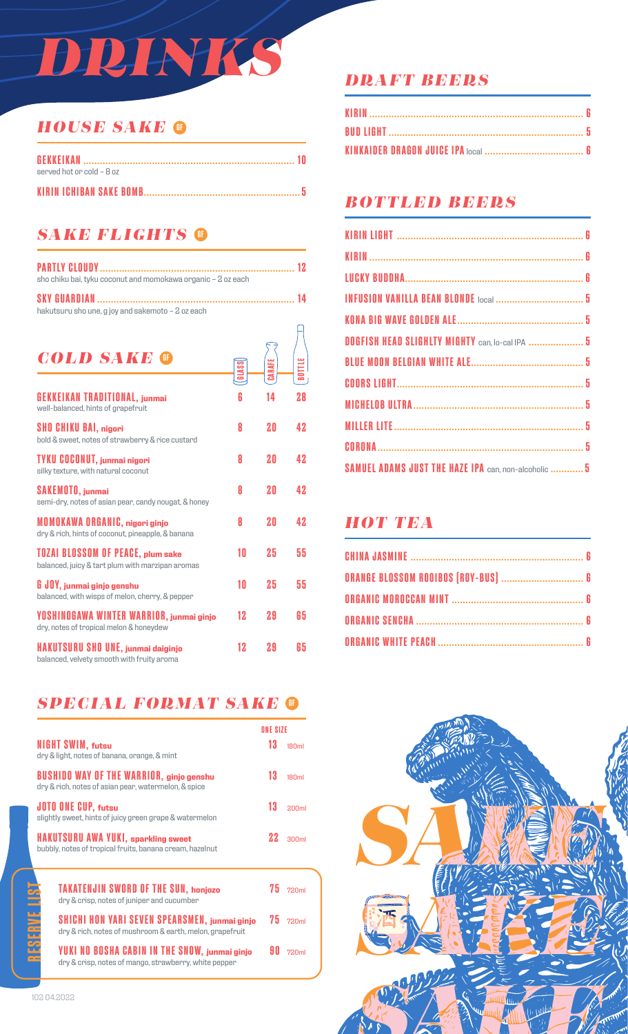# DRINKS

## HOUSE SAKE GF

**GEKKEIKAN** ........ 10
served hot or cold – 8 oz

**KIRIN ICHIBAN SAKE BOMB** ........ 5

## SAKE FLIGHTS GF

**PARTLY CLOUDY** ........ 12
sho chiku bai, tyku coconut and momokawa organic – 2 oz each

**SKY GUARDIAN** ........ 14
hakutsuru sho une, g joy and sakemoto – 2 oz each

## COLD SAKE GF

| | GLASS | CARAFE | BOTTLE |
|---|---|---|---|
| **GEKKEIKAN TRADITIONAL, junmai**<br>well-balanced, hints of grapefruit | 6 | 14 | 28 |
| **SHO CHIKU BAI, nigori**<br>bold & sweet, notes of strawberry & rice custard | 8 | 20 | 42 |
| **TYKU COCONUT, junmai nigori**<br>silky texture, with natural coconut | 8 | 20 | 42 |
| **SAKEMOTO, junmai**<br>semi-dry, notes of asian pear, candy nougat, & honey | 8 | 20 | 42 |
| **MOMOKAWA ORGANIC, nigori ginjo**<br>dry & rich, hints of coconut, pineapple, & banana | 8 | 20 | 42 |
| **TOZAI BLOSSOM OF PEACE, plum sake**<br>balanced, juicy & tart plum with marzipan aromas | 10 | 25 | 55 |
| **G JOY, junmai ginjo genshu**<br>balanced, with wisps of melon, cherry, & pepper | 10 | 25 | 55 |
| **YOSHINOGAWA WINTER WARRIOR, junmai ginjo**<br>dry, notes of tropical melon & honeydew | 12 | 29 | 65 |
| **HAKUTSURU SHO UNE, junmai daiginjo**<br>balanced, velvety smooth with fruity aroma | 12 | 29 | 65 |

## SPECIAL FORMAT SAKE GF

| | ONE SIZE | |
|---|---|---|
| **NIGHT SWIM, futsu**<br>dry & light, notes of banana, orange, & mint | 13 | 180ml |
| **BUSHIDO WAY OF THE WARRIOR, ginjo genshu**<br>dry & rich, notes of asian pear, watermelon, & spice | 13 | 180ml |
| **JOTO ONE CUP, futsu**<br>slightly sweet, hints of juicy green grape & watermelon | 13 | 200ml |
| **HAKUTSURU AWA YUKI, sparkling sweet**<br>bubbly, notes of tropical fruits, banana cream, hazelnut | 22 | 300ml |

### RESERVE LIST

| | | |
|---|---|---|
| **TAKATENJIN SWORD OF THE SUN, honjozo**<br>dry & crisp, notes of juniper and cucumber | 75 | 720ml |
| **SHICHI HON YARI SEVEN SPEARSMEN, junmai ginjo**<br>dry & rich, notes of mushroom & earth, melon, grapefruit | 75 | 720ml |
| **YUKI NO BOSHA CABIN IN THE SNOW, junmai ginjo**<br>dry & crisp, notes of mango, strawberry, white pepper | 90 | 720ml |

## DRAFT BEERS

**KIRIN** ........ 6
**BUD LIGHT** ........ 5
**KINKAIDER DRAGON JUICE IPA** local ........ 6

## BOTTLED BEERS

**KIRIN LIGHT** ........ 6
**KIRIN** ........ 6
**LUCKY BUDDHA** ........ 6
**INFUSION VANILLA BEAN BLONDE** local ........ 5
**KONA BIG WAVE GOLDEN ALE** ........ 5
**DOGFISH HEAD SLIGHLTY MIGHTY** can, lo-cal IPA ........ 5
**BLUE MOON BELGIAN WHITE ALE** ........ 5
**COORS LIGHT** ........ 5
**MICHELOB ULTRA** ........ 5
**MILLER LITE** ........ 5
**CORONA** ........ 5
**SAMUEL ADAMS JUST THE HAZE IPA** can, non-alcoholic ........ 5

## HOT TEA

**CHINA JASMINE** ........ 6
**ORANGE BLOSSOM ROOIBOS [ROY-BUS]** ........ 6
**ORGANIC MOROCCAN MINT** ........ 6
**ORGANIC SENCHA** ........ 6
**ORGANIC WHITE PEACH** ........ 6

102 04.2022